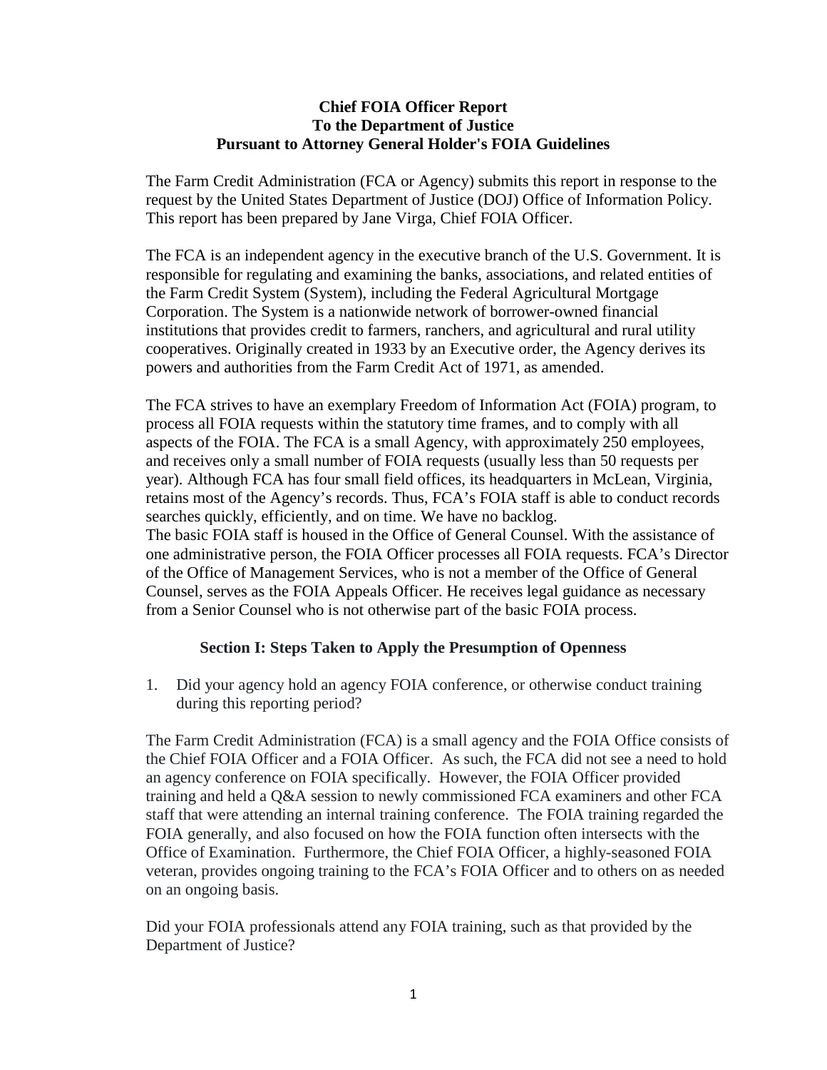**Chief FOIA Officer Report**
**To the Department of Justice**
**Pursuant to Attorney General Holder's FOIA Guidelines**

The Farm Credit Administration (FCA or Agency) submits this report in response to the request by the United States Department of Justice (DOJ) Office of Information Policy. This report has been prepared by Jane Virga, Chief FOIA Officer.

The FCA is an independent agency in the executive branch of the U.S. Government. It is responsible for regulating and examining the banks, associations, and related entities of the Farm Credit System (System), including the Federal Agricultural Mortgage Corporation. The System is a nationwide network of borrower-owned financial institutions that provides credit to farmers, ranchers, and agricultural and rural utility cooperatives. Originally created in 1933 by an Executive order, the Agency derives its powers and authorities from the Farm Credit Act of 1971, as amended.

The FCA strives to have an exemplary Freedom of Information Act (FOIA) program, to process all FOIA requests within the statutory time frames, and to comply with all aspects of the FOIA. The FCA is a small Agency, with approximately 250 employees, and receives only a small number of FOIA requests (usually less than 50 requests per year). Although FCA has four small field offices, its headquarters in McLean, Virginia, retains most of the Agency's records. Thus, FCA's FOIA staff is able to conduct records searches quickly, efficiently, and on time. We have no backlog.
The basic FOIA staff is housed in the Office of General Counsel. With the assistance of one administrative person, the FOIA Officer processes all FOIA requests. FCA's Director of the Office of Management Services, who is not a member of the Office of General Counsel, serves as the FOIA Appeals Officer. He receives legal guidance as necessary from a Senior Counsel who is not otherwise part of the basic FOIA process.

## Section I: Steps Taken to Apply the Presumption of Openness

1. Did your agency hold an agency FOIA conference, or otherwise conduct training during this reporting period?

The Farm Credit Administration (FCA) is a small agency and the FOIA Office consists of the Chief FOIA Officer and a FOIA Officer. As such, the FCA did not see a need to hold an agency conference on FOIA specifically. However, the FOIA Officer provided training and held a Q&A session to newly commissioned FCA examiners and other FCA staff that were attending an internal training conference. The FOIA training regarded the FOIA generally, and also focused on how the FOIA function often intersects with the Office of Examination. Furthermore, the Chief FOIA Officer, a highly-seasoned FOIA veteran, provides ongoing training to the FCA's FOIA Officer and to others on as needed on an ongoing basis.

Did your FOIA professionals attend any FOIA training, such as that provided by the Department of Justice?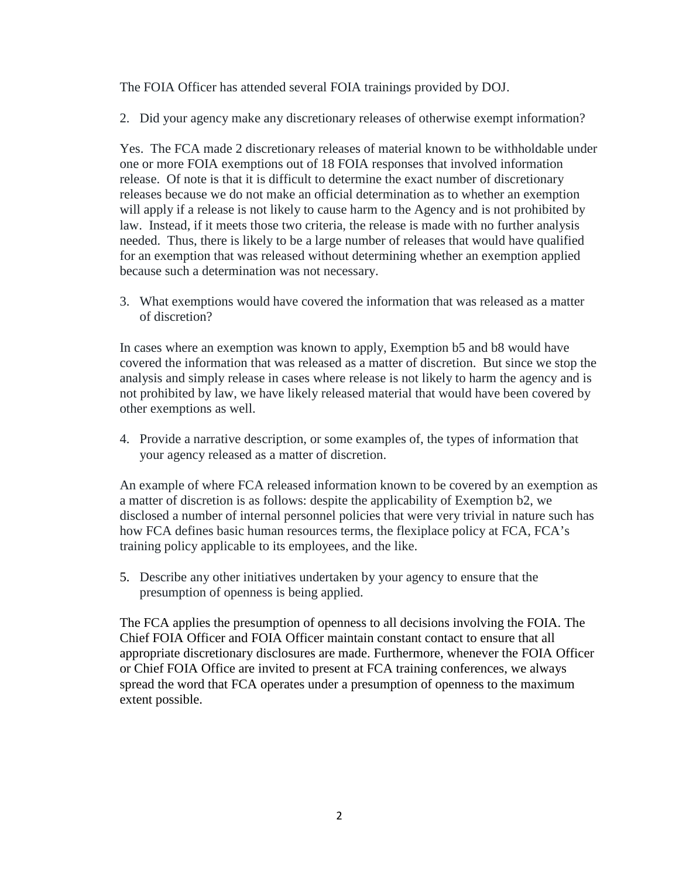The FOIA Officer has attended several FOIA trainings provided by DOJ.

2. Did your agency make any discretionary releases of otherwise exempt information?

Yes. The FCA made 2 discretionary releases of material known to be withholdable under one or more FOIA exemptions out of 18 FOIA responses that involved information release. Of note is that it is difficult to determine the exact number of discretionary releases because we do not make an official determination as to whether an exemption will apply if a release is not likely to cause harm to the Agency and is not prohibited by law. Instead, if it meets those two criteria, the release is made with no further analysis needed. Thus, there is likely to be a large number of releases that would have qualified for an exemption that was released without determining whether an exemption applied because such a determination was not necessary.

3. What exemptions would have covered the information that was released as a matter of discretion?

In cases where an exemption was known to apply, Exemption b5 and b8 would have covered the information that was released as a matter of discretion. But since we stop the analysis and simply release in cases where release is not likely to harm the agency and is not prohibited by law, we have likely released material that would have been covered by other exemptions as well.

4. Provide a narrative description, or some examples of, the types of information that your agency released as a matter of discretion.

An example of where FCA released information known to be covered by an exemption as a matter of discretion is as follows: despite the applicability of Exemption b2, we disclosed a number of internal personnel policies that were very trivial in nature such has how FCA defines basic human resources terms, the flexiplace policy at FCA, FCA's training policy applicable to its employees, and the like.

5. Describe any other initiatives undertaken by your agency to ensure that the presumption of openness is being applied.

The FCA applies the presumption of openness to all decisions involving the FOIA. The Chief FOIA Officer and FOIA Officer maintain constant contact to ensure that all appropriate discretionary disclosures are made. Furthermore, whenever the FOIA Officer or Chief FOIA Office are invited to present at FCA training conferences, we always spread the word that FCA operates under a presumption of openness to the maximum extent possible.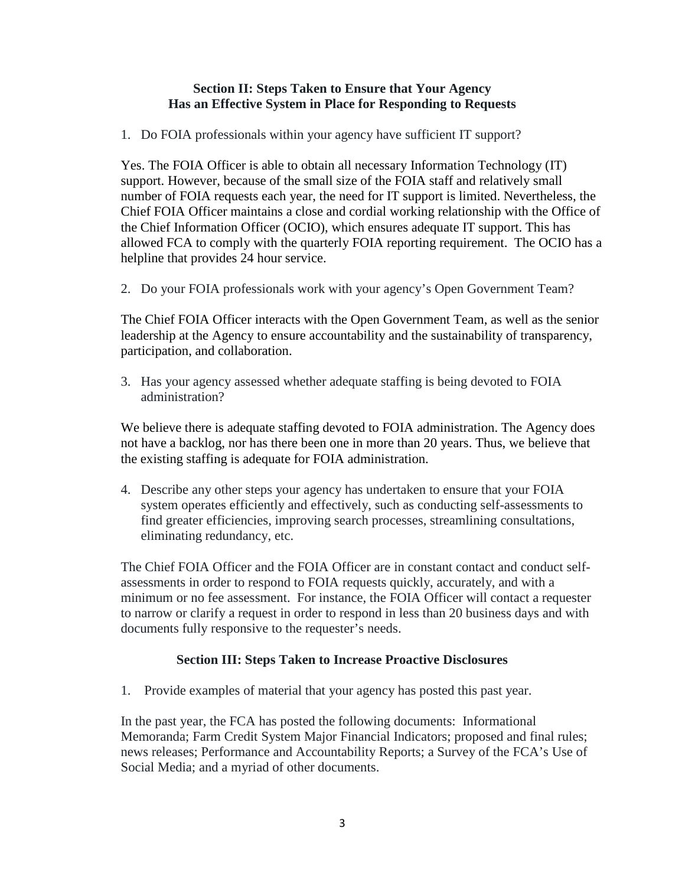## Section II: Steps Taken to Ensure that Your Agency Has an Effective System in Place for Responding to Requests

1. Do FOIA professionals within your agency have sufficient IT support?

Yes. The FOIA Officer is able to obtain all necessary Information Technology (IT) support. However, because of the small size of the FOIA staff and relatively small number of FOIA requests each year, the need for IT support is limited. Nevertheless, the Chief FOIA Officer maintains a close and cordial working relationship with the Office of the Chief Information Officer (OCIO), which ensures adequate IT support. This has allowed FCA to comply with the quarterly FOIA reporting requirement. The OCIO has a helpline that provides 24 hour service.

2. Do your FOIA professionals work with your agency's Open Government Team?

The Chief FOIA Officer interacts with the Open Government Team, as well as the senior leadership at the Agency to ensure accountability and the sustainability of transparency, participation, and collaboration.

3. Has your agency assessed whether adequate staffing is being devoted to FOIA administration?

We believe there is adequate staffing devoted to FOIA administration. The Agency does not have a backlog, nor has there been one in more than 20 years. Thus, we believe that the existing staffing is adequate for FOIA administration.

4. Describe any other steps your agency has undertaken to ensure that your FOIA system operates efficiently and effectively, such as conducting self-assessments to find greater efficiencies, improving search processes, streamlining consultations, eliminating redundancy, etc.

The Chief FOIA Officer and the FOIA Officer are in constant contact and conduct self-assessments in order to respond to FOIA requests quickly, accurately, and with a minimum or no fee assessment. For instance, the FOIA Officer will contact a requester to narrow or clarify a request in order to respond in less than 20 business days and with documents fully responsive to the requester's needs.

## Section III: Steps Taken to Increase Proactive Disclosures

1. Provide examples of material that your agency has posted this past year.

In the past year, the FCA has posted the following documents: Informational Memoranda; Farm Credit System Major Financial Indicators; proposed and final rules; news releases; Performance and Accountability Reports; a Survey of the FCA's Use of Social Media; and a myriad of other documents.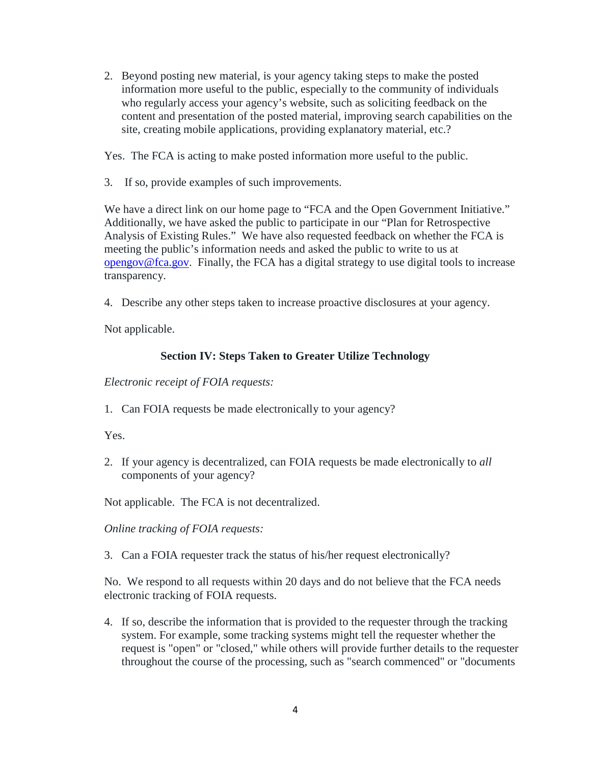2. Beyond posting new material, is your agency taking steps to make the posted information more useful to the public, especially to the community of individuals who regularly access your agency's website, such as soliciting feedback on the content and presentation of the posted material, improving search capabilities on the site, creating mobile applications, providing explanatory material, etc.?

Yes. The FCA is acting to make posted information more useful to the public.

3. If so, provide examples of such improvements.

We have a direct link on our home page to "FCA and the Open Government Initiative." Additionally, we have asked the public to participate in our "Plan for Retrospective Analysis of Existing Rules." We have also requested feedback on whether the FCA is meeting the public's information needs and asked the public to write to us at [opengov@fca.gov](mailto:opengov@fca.gov). Finally, the FCA has a digital strategy to use digital tools to increase transparency.

4. Describe any other steps taken to increase proactive disclosures at your agency.

Not applicable.

## Section IV: Steps Taken to Greater Utilize Technology

*Electronic receipt of FOIA requests:*

1. Can FOIA requests be made electronically to your agency?

Yes.

2. If your agency is decentralized, can FOIA requests be made electronically to *all* components of your agency?

Not applicable. The FCA is not decentralized.

*Online tracking of FOIA requests:*

3. Can a FOIA requester track the status of his/her request electronically?

No. We respond to all requests within 20 days and do not believe that the FCA needs electronic tracking of FOIA requests.

4. If so, describe the information that is provided to the requester through the tracking system. For example, some tracking systems might tell the requester whether the request is "open" or "closed," while others will provide further details to the requester throughout the course of the processing, such as "search commenced" or "documents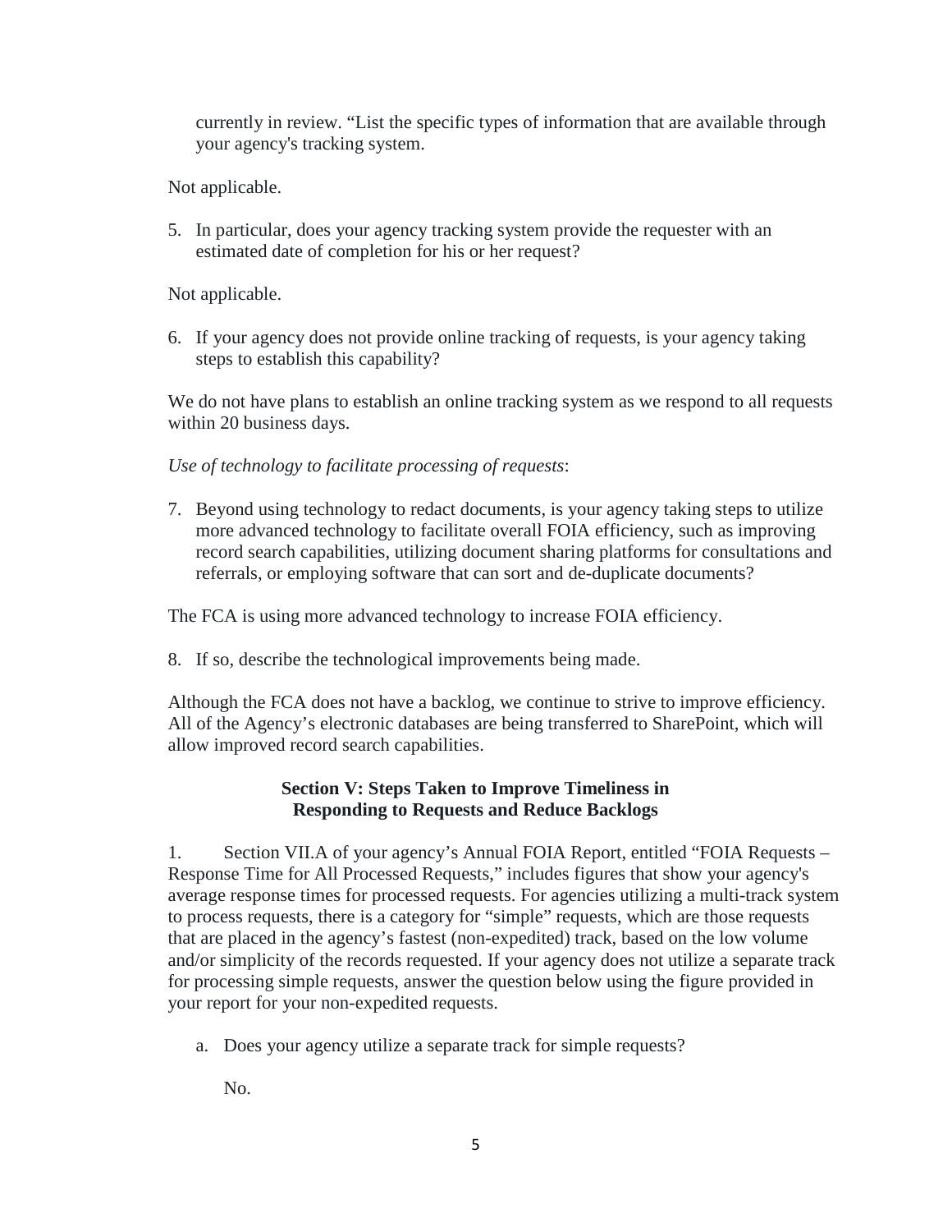currently in review. "List the specific types of information that are available through your agency's tracking system.

Not applicable.

5. In particular, does your agency tracking system provide the requester with an estimated date of completion for his or her request?

Not applicable.

6. If your agency does not provide online tracking of requests, is your agency taking steps to establish this capability?

We do not have plans to establish an online tracking system as we respond to all requests within 20 business days.

*Use of technology to facilitate processing of requests*:

7. Beyond using technology to redact documents, is your agency taking steps to utilize more advanced technology to facilitate overall FOIA efficiency, such as improving record search capabilities, utilizing document sharing platforms for consultations and referrals, or employing software that can sort and de-duplicate documents?

The FCA is using more advanced technology to increase FOIA efficiency.

8. If so, describe the technological improvements being made.

Although the FCA does not have a backlog, we continue to strive to improve efficiency. All of the Agency's electronic databases are being transferred to SharePoint, which will allow improved record search capabilities.

## Section V: Steps Taken to Improve Timeliness in Responding to Requests and Reduce Backlogs

1. Section VII.A of your agency's Annual FOIA Report, entitled "FOIA Requests – Response Time for All Processed Requests," includes figures that show your agency's average response times for processed requests. For agencies utilizing a multi-track system to process requests, there is a category for "simple" requests, which are those requests that are placed in the agency's fastest (non-expedited) track, based on the low volume and/or simplicity of the records requested. If your agency does not utilize a separate track for processing simple requests, answer the question below using the figure provided in your report for your non-expedited requests.

   a. Does your agency utilize a separate track for simple requests?

      No.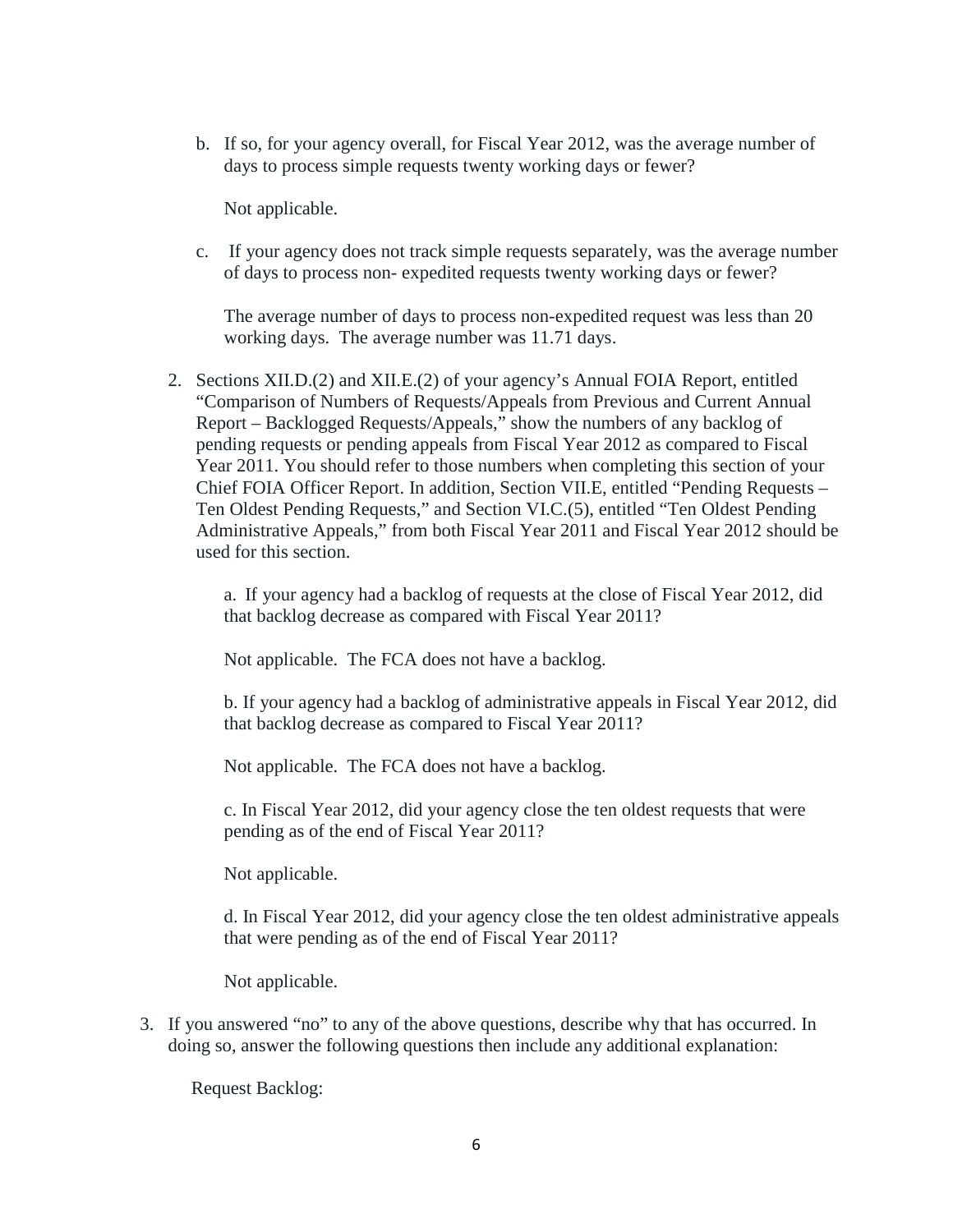b. If so, for your agency overall, for Fiscal Year 2012, was the average number of days to process simple requests twenty working days or fewer?

   Not applicable.

c. If your agency does not track simple requests separately, was the average number of days to process non- expedited requests twenty working days or fewer?

   The average number of days to process non-expedited request was less than 20 working days. The average number was 11.71 days.

2. Sections XII.D.(2) and XII.E.(2) of your agency's Annual FOIA Report, entitled "Comparison of Numbers of Requests/Appeals from Previous and Current Annual Report – Backlogged Requests/Appeals," show the numbers of any backlog of pending requests or pending appeals from Fiscal Year 2012 as compared to Fiscal Year 2011. You should refer to those numbers when completing this section of your Chief FOIA Officer Report. In addition, Section VII.E, entitled "Pending Requests – Ten Oldest Pending Requests," and Section VI.C.(5), entitled "Ten Oldest Pending Administrative Appeals," from both Fiscal Year 2011 and Fiscal Year 2012 should be used for this section.

   a. If your agency had a backlog of requests at the close of Fiscal Year 2012, did that backlog decrease as compared with Fiscal Year 2011?

   Not applicable. The FCA does not have a backlog.

   b. If your agency had a backlog of administrative appeals in Fiscal Year 2012, did that backlog decrease as compared to Fiscal Year 2011?

   Not applicable. The FCA does not have a backlog.

   c. In Fiscal Year 2012, did your agency close the ten oldest requests that were pending as of the end of Fiscal Year 2011?

   Not applicable.

   d. In Fiscal Year 2012, did your agency close the ten oldest administrative appeals that were pending as of the end of Fiscal Year 2011?

   Not applicable.

3. If you answered "no" to any of the above questions, describe why that has occurred. In doing so, answer the following questions then include any additional explanation:

   Request Backlog: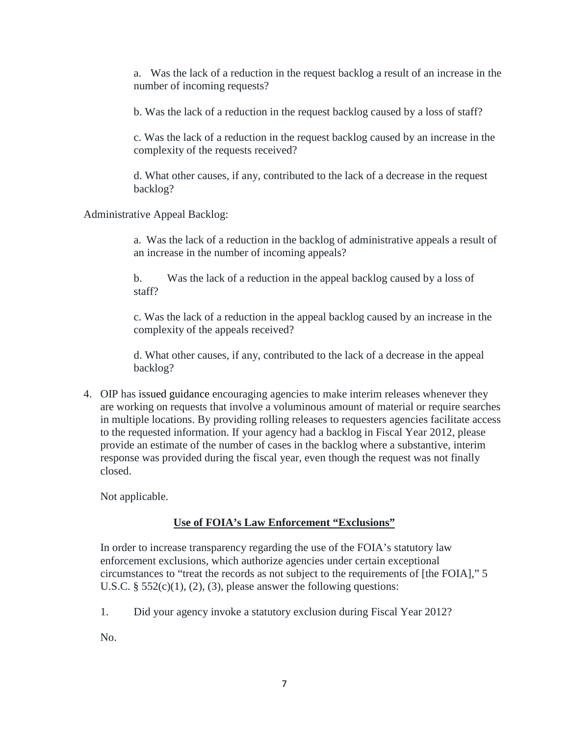a. Was the lack of a reduction in the request backlog a result of an increase in the number of incoming requests?

b. Was the lack of a reduction in the request backlog caused by a loss of staff?

c. Was the lack of a reduction in the request backlog caused by an increase in the complexity of the requests received?

d. What other causes, if any, contributed to the lack of a decrease in the request backlog?

Administrative Appeal Backlog:

a. Was the lack of a reduction in the backlog of administrative appeals a result of an increase in the number of incoming appeals?

b. Was the lack of a reduction in the appeal backlog caused by a loss of staff?

c. Was the lack of a reduction in the appeal backlog caused by an increase in the complexity of the appeals received?

d. What other causes, if any, contributed to the lack of a decrease in the appeal backlog?

4. OIP has issued guidance encouraging agencies to make interim releases whenever they are working on requests that involve a voluminous amount of material or require searches in multiple locations. By providing rolling releases to requesters agencies facilitate access to the requested information. If your agency had a backlog in Fiscal Year 2012, please provide an estimate of the number of cases in the backlog where a substantive, interim response was provided during the fiscal year, even though the request was not finally closed.

   Not applicable.

**Use of FOIA's Law Enforcement "Exclusions"**

In order to increase transparency regarding the use of the FOIA's statutory law enforcement exclusions, which authorize agencies under certain exceptional circumstances to "treat the records as not subject to the requirements of [the FOIA]," 5 U.S.C. § 552(c)(1), (2), (3), please answer the following questions:

1. Did your agency invoke a statutory exclusion during Fiscal Year 2012?

   No.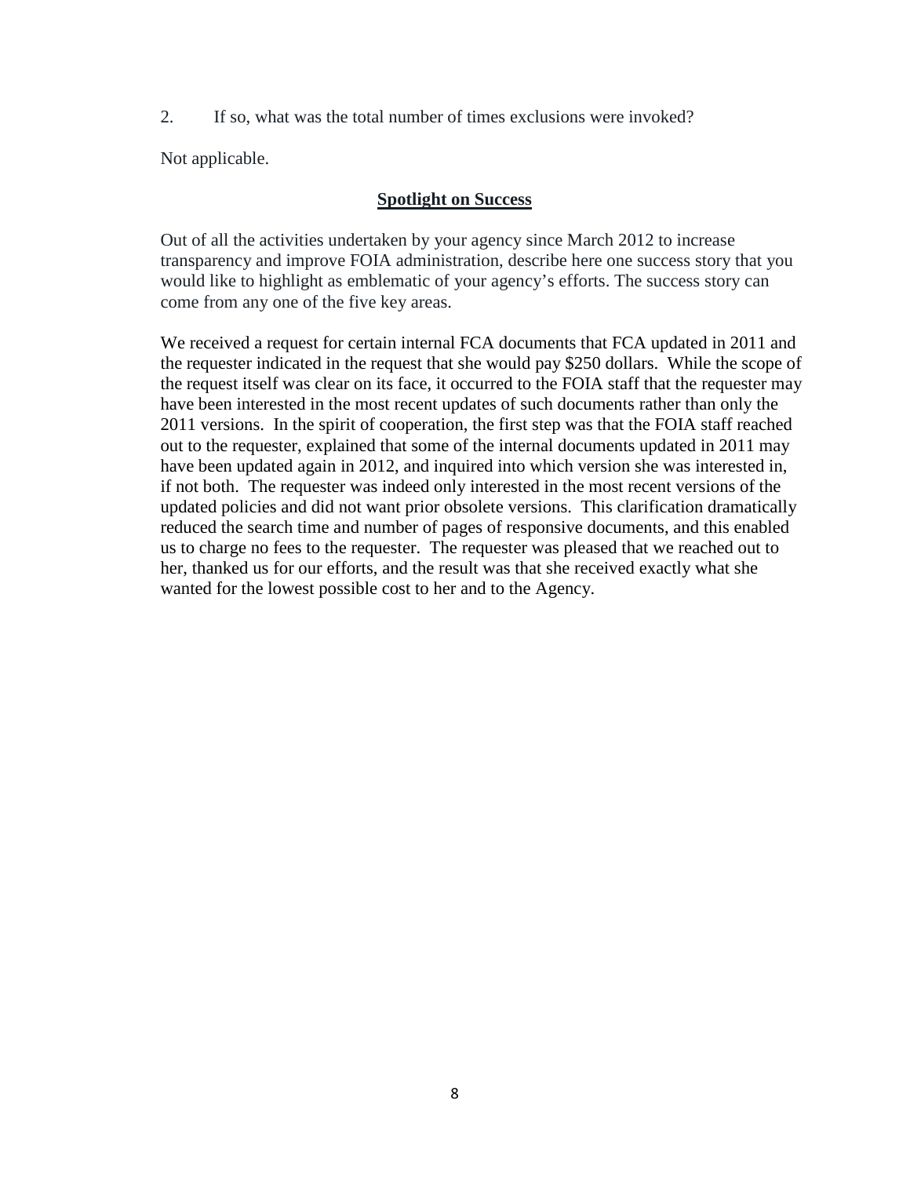2. If so, what was the total number of times exclusions were invoked?

Not applicable.

## Spotlight on Success

Out of all the activities undertaken by your agency since March 2012 to increase transparency and improve FOIA administration, describe here one success story that you would like to highlight as emblematic of your agency's efforts. The success story can come from any one of the five key areas.

We received a request for certain internal FCA documents that FCA updated in 2011 and the requester indicated in the request that she would pay $250 dollars. While the scope of the request itself was clear on its face, it occurred to the FOIA staff that the requester may have been interested in the most recent updates of such documents rather than only the 2011 versions. In the spirit of cooperation, the first step was that the FOIA staff reached out to the requester, explained that some of the internal documents updated in 2011 may have been updated again in 2012, and inquired into which version she was interested in, if not both. The requester was indeed only interested in the most recent versions of the updated policies and did not want prior obsolete versions. This clarification dramatically reduced the search time and number of pages of responsive documents, and this enabled us to charge no fees to the requester. The requester was pleased that we reached out to her, thanked us for our efforts, and the result was that she received exactly what she wanted for the lowest possible cost to her and to the Agency.